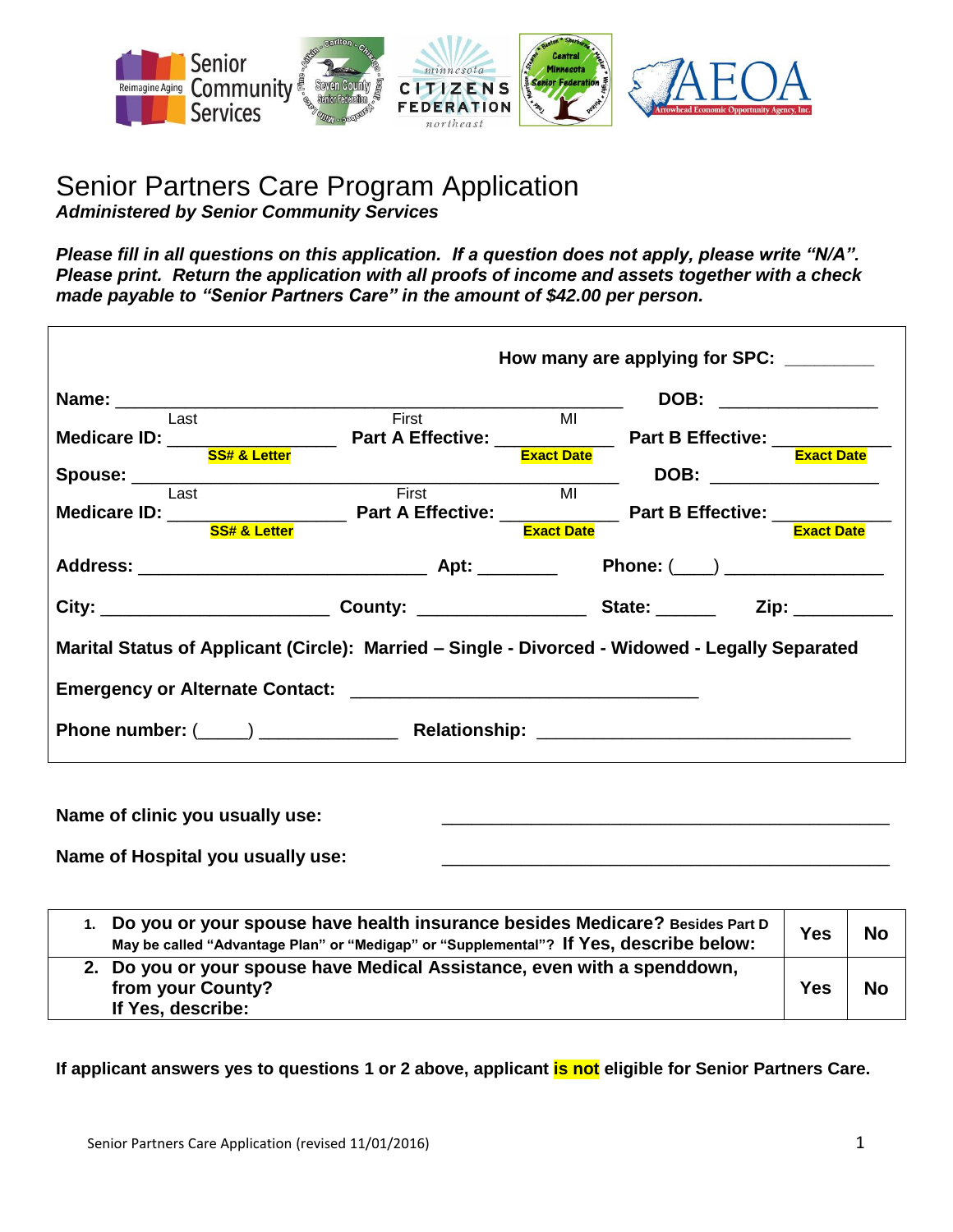# Senior Partners Care Program Application

***Administered by Senior Community Services***

***Please fill in all questions on this application. If a question does not apply, please write "N/A". Please print. Return the application with all proofs of income and assets together with a check made payable to "Senior Partners Care" in the amount of $42.00 per person.***

**How many are applying for SPC:** _________

**Name:** ______________________________________________ **DOB:** _______________
Last First MI

**Medicare ID:** _______________ **Part A Effective:** __________ **Part B Effective:** __________
SS# & Letter Exact Date Exact Date

**Spouse:** ______________________________________________ **DOB:** _______________
Last First MI

**Medicare ID:** _______________ **Part A Effective:** __________ **Part B Effective:** __________
SS# & Letter Exact Date Exact Date

**Address:** __________________________ **Apt:** ________ **Phone:** (____) _______________

**City:** ____________________ **County:** ________________ **State:** ______ **Zip:** __________

**Marital Status of Applicant (Circle): Married – Single - Divorced - Widowed - Legally Separated**

**Emergency or Alternate Contact:** ________________________________

**Phone number:** (_____) ____________ **Relationship:** _____________________________

**Name of clinic you usually use:** ___________________________________________

**Name of Hospital you usually use:** ___________________________________________

| | | |
|---|---|---|
| 1. **Do you or your spouse have health insurance besides Medicare?** Besides Part D May be called "Advantage Plan" or "Medigap" or "Supplemental"? **If Yes, describe below:** | **Yes** | **No** |
| 2. **Do you or your spouse have Medical Assistance, even with a spenddown, from your County? If Yes, describe:** | **Yes** | **No** |

**If applicant answers yes to questions 1 or 2 above, applicant is not eligible for Senior Partners Care.**

Senior Partners Care Application (revised 11/01/2016)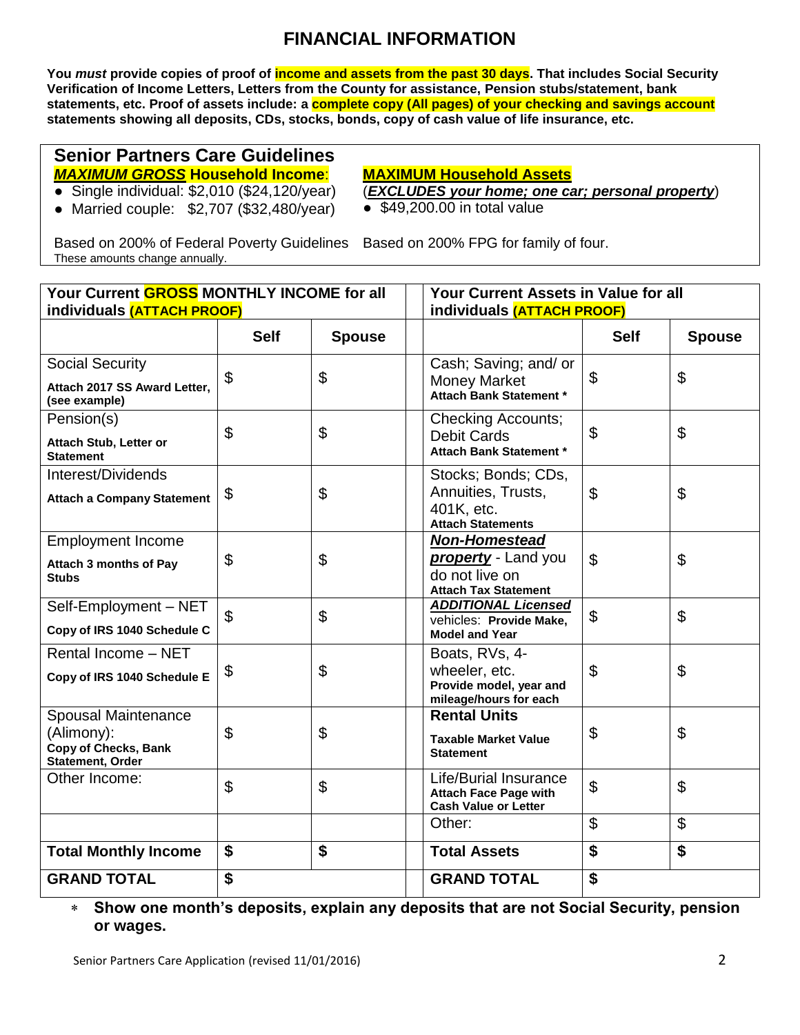# FINANCIAL INFORMATION

**You *must* provide copies of proof of income and assets from the past 30 days. That includes Social Security Verification of Income Letters, Letters from the County for assistance, Pension stubs/statement, bank statements, etc. Proof of assets include: a complete copy (All pages) of your checking and savings account statements showing all deposits, CDs, stocks, bonds, copy of cash value of life insurance, etc.**

## Senior Partners Care Guidelines

***MAXIMUM GROSS* Household Income:**

- Single individual: $2,010 ($24,120/year)
- Married couple: $2,707 ($32,480/year)

Based on 200% of Federal Poverty Guidelines
These amounts change annually.

**MAXIMUM Household Assets**

(***EXCLUDES your home; one car; personal property***)

- $49,200.00 in total value

Based on 200% FPG for family of four.

| Your Current GROSS MONTHLY INCOME for all individuals (ATTACH PROOF) | | | | Your Current Assets in Value for all individuals (ATTACH PROOF) | | |
|---|---|---|---|---|---|---|
| | **Self** | **Spouse** | | | **Self** | **Spouse** |
| Social Security<br>**Attach 2017 SS Award Letter, (see example)** | $ | $ | | Cash; Saving; and/ or Money Market<br>**Attach Bank Statement *** | $ | $ |
| Pension(s)<br>**Attach Stub, Letter or Statement** | $ | $ | | Checking Accounts; Debit Cards<br>**Attach Bank Statement *** | $ | $ |
| Interest/Dividends<br>**Attach a Company Statement** | $ | $ | | Stocks; Bonds; CDs, Annuities, Trusts, 401K, etc.<br>**Attach Statements** | $ | $ |
| Employment Income<br>**Attach 3 months of Pay Stubs** | $ | $ | | ***Non-Homestead property*** - Land you do not live on<br>**Attach Tax Statement** | $ | $ |
| Self-Employment – NET<br>**Copy of IRS 1040 Schedule C** | $ | $ | | ***ADDITIONAL Licensed*** vehicles: **Provide Make, Model and Year** | $ | $ |
| Rental Income – NET<br>**Copy of IRS 1040 Schedule E** | $ | $ | | Boats, RVs, 4-wheeler, etc.<br>**Provide model, year and mileage/hours for each** | $ | $ |
| Spousal Maintenance (Alimony):<br>**Copy of Checks, Bank Statement, Order** | $ | $ | | **Rental Units**<br>**Taxable Market Value Statement** | $ | $ |
| Other Income: | $ | $ | | Life/Burial Insurance<br>**Attach Face Page with Cash Value or Letter** | $ | $ |
| | | | | Other: | $ | $ |
| **Total Monthly Income** | **$** | **$** | | **Total Assets** | **$** | **$** |
| **GRAND TOTAL** | **$** | | | **GRAND TOTAL** | **$** | |

* **Show one month's deposits, explain any deposits that are not Social Security, pension or wages.**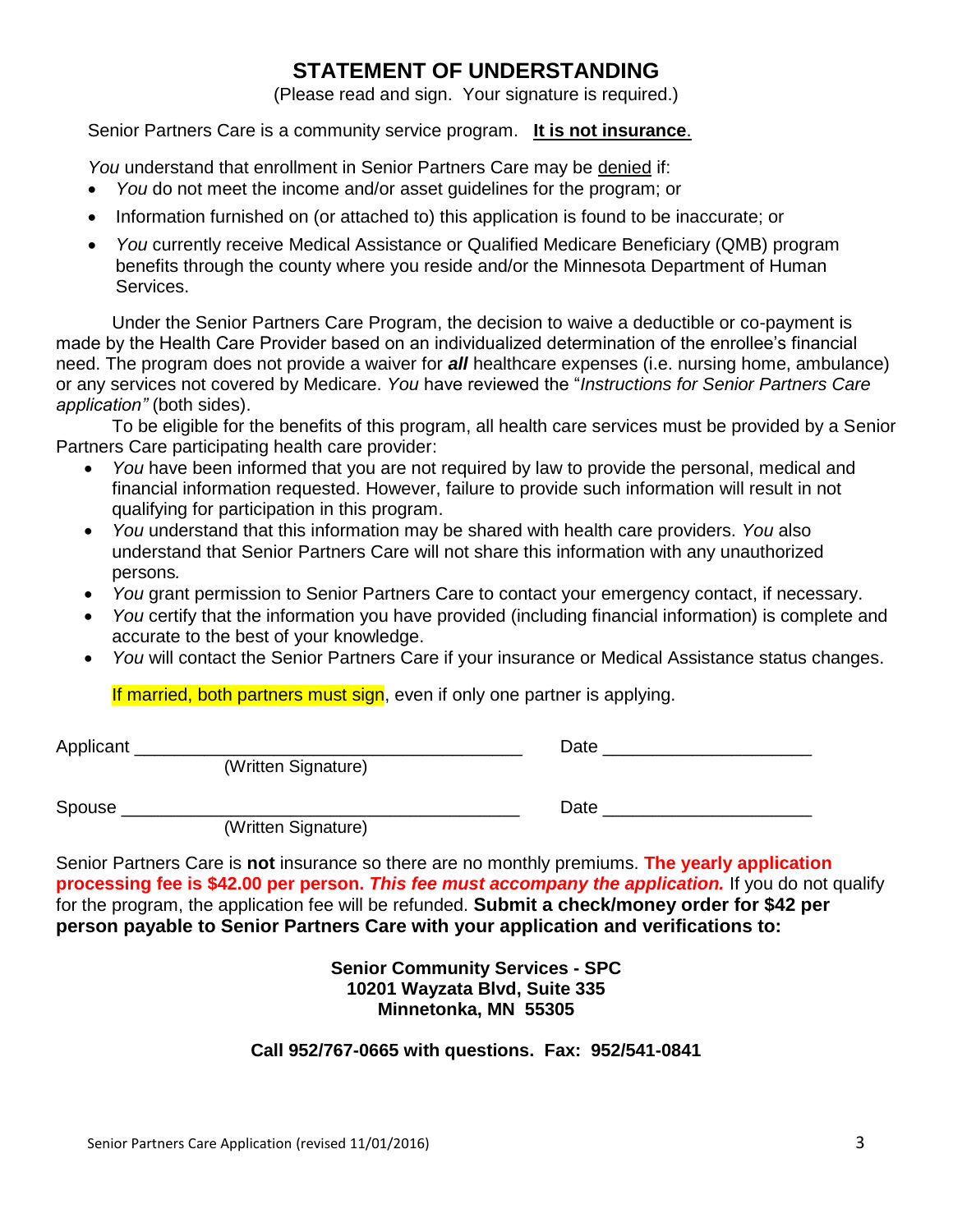# STATEMENT OF UNDERSTANDING

(Please read and sign. Your signature is required.)

Senior Partners Care is a community service program. **It is not insurance**.

*You* understand that enrollment in Senior Partners Care may be denied if:

- *You* do not meet the income and/or asset guidelines for the program; or
- Information furnished on (or attached to) this application is found to be inaccurate; or
- *You* currently receive Medical Assistance or Qualified Medicare Beneficiary (QMB) program benefits through the county where you reside and/or the Minnesota Department of Human Services.

Under the Senior Partners Care Program, the decision to waive a deductible or co-payment is made by the Health Care Provider based on an individualized determination of the enrollee's financial need. The program does not provide a waiver for ***all*** healthcare expenses (i.e. nursing home, ambulance) or any services not covered by Medicare. *You* have reviewed the "*Instructions for Senior Partners Care application"* (both sides).

To be eligible for the benefits of this program, all health care services must be provided by a Senior Partners Care participating health care provider:

- *You* have been informed that you are not required by law to provide the personal, medical and financial information requested. However, failure to provide such information will result in not qualifying for participation in this program.
- *You* understand that this information may be shared with health care providers. *You* also understand that Senior Partners Care will not share this information with any unauthorized persons.
- *You* grant permission to Senior Partners Care to contact your emergency contact, if necessary.
- *You* certify that the information you have provided (including financial information) is complete and accurate to the best of your knowledge.
- *You* will contact the Senior Partners Care if your insurance or Medical Assistance status changes.

If married, both partners must sign, even if only one partner is applying.

Applicant ________________________________________ Date ____________________
(Written Signature)

Spouse ________________________________________ Date ____________________
(Written Signature)

Senior Partners Care is **not** insurance so there are no monthly premiums. **The yearly application processing fee is $42.00 per person. *This fee must accompany the application.*** If you do not qualify for the program, the application fee will be refunded. **Submit a check/money order for $42 per person payable to Senior Partners Care with your application and verifications to:**

**Senior Community Services - SPC**
**10201 Wayzata Blvd, Suite 335**
**Minnetonka, MN 55305**

**Call 952/767-0665 with questions. Fax: 952/541-0841**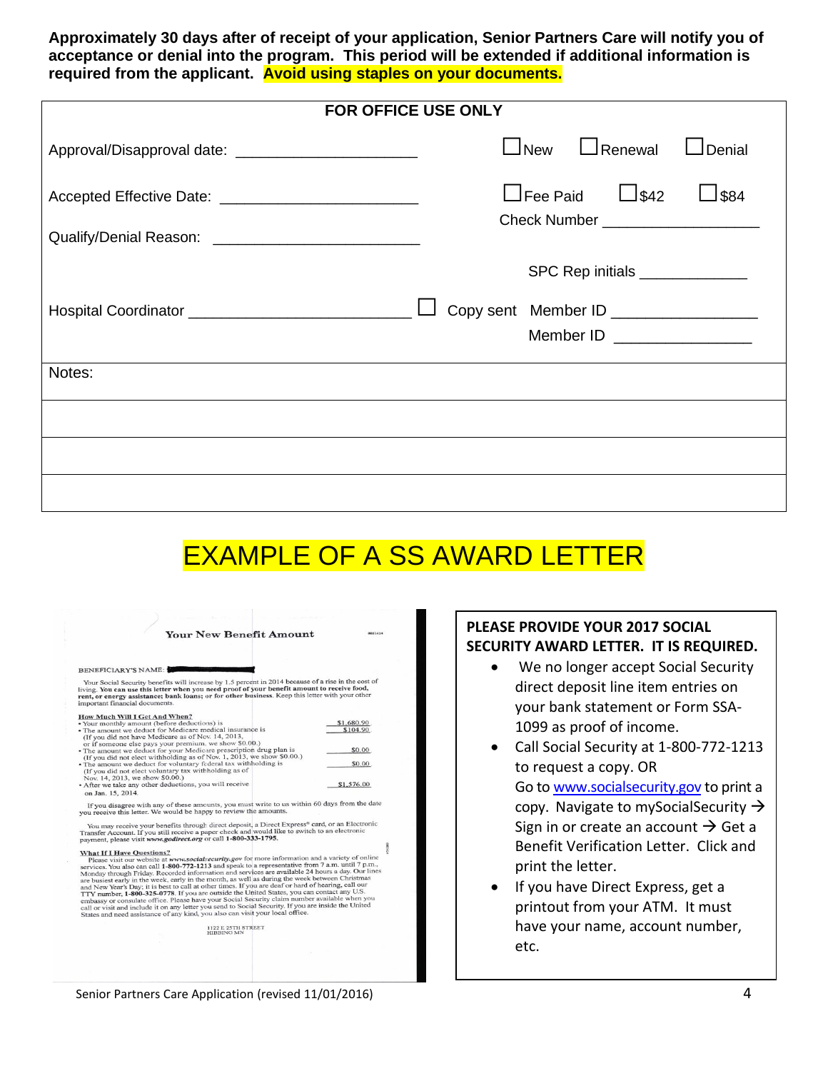**Approximately 30 days after of receipt of your application, Senior Partners Care will notify you of acceptance or denial into the program. This period will be extended if additional information is required from the applicant. Avoid using staples on your documents.**

**FOR OFFICE USE ONLY**

Approval/Disapproval date: ____________________ ☐ New ☐ Renewal ☐ Denial

Accepted Effective Date: ____________________ ☐ Fee Paid ☐ $42 ☐ $84

Check Number ____________________

Qualify/Denial Reason: ____________________

SPC Rep initials ____________

Hospital Coordinator ____________________ ☐ Copy sent Member ID ________________

Member ID ________________

Notes:

# EXAMPLE OF A SS AWARD LETTER

**Your New Benefit Amount**

BENEFICIARY'S NAME: ████████

Your Social Security benefits will increase by 1.5 percent in 2014 because of a rise in the cost of living. **You can use this letter when you need proof of your benefit amount to receive food, rent, or energy assistance; bank loans; or for other business.** Keep this letter with your other important financial documents.

**How Much Will I Get And When?**

| | |
|---|---|
| • Your monthly amount (before deductions) is | $1,680.90 |
| • The amount we deduct for Medicare medical insurance is (If you did not have Medicare as of Nov. 14, 2013, or if someone else pays your premium, we show $0.00.) | $104.90 |
| • The amount we deduct for your Medicare prescription drug plan is (If you did not elect withholding as of Nov. 1, 2013, we show $0.00.) | $0.00 |
| • The amount we deduct for voluntary federal tax withholding is (If you did not elect voluntary tax withholding as of Nov. 14, 2013, we show $0.00.) | $0.00 |
| • After we take any other deductions, you will receive on Jan. 15, 2014. | $1,576.00 |

If you disagree with any of these amounts, you must write to us within 60 days from the date you receive this letter. We would be happy to review the amounts.

You may receive your benefits through direct deposit, a Direct Express® card, or an Electronic Transfer Account. If you still receive a paper check and would like to switch to an electronic payment, please visit *www.godirect.org* or call **1-800-333-1795**.

**What If I Have Questions?**

Please visit our website at *www.socialsecurity.gov* for more information and a variety of online services. You also can call **1-800-772-1213** and speak to a representative from 7 a.m. until 7 p.m., Monday through Friday. Recorded information and services are available 24 hours a day. Our lines are busiest early in the week, early in the month, as well as during the week between Christmas and New Year's Day; it is best to call at other times. If you are deaf or hard of hearing, call our TTY number, **1-800-325-0778**. If you are outside the United States, you can contact any U.S. embassy or consulate office. Please have your Social Security claim number available when you call or visit and include it on any letter you send to Social Security. If you are inside the United States and need assistance of any kind, you also can visit your local office.

1122 E 25TH STREET
HIBBING MN

**PLEASE PROVIDE YOUR 2017 SOCIAL SECURITY AWARD LETTER. IT IS REQUIRED.**

- We no longer accept Social Security direct deposit line item entries on your bank statement or Form SSA-1099 as proof of income.
- Call Social Security at 1-800-772-1213 to request a copy. OR
  Go to www.socialsecurity.gov to print a copy. Navigate to mySocialSecurity → Sign in or create an account → Get a Benefit Verification Letter. Click and print the letter.
- If you have Direct Express, get a printout from your ATM. It must have your name, account number, etc.

Senior Partners Care Application (revised 11/01/2016)